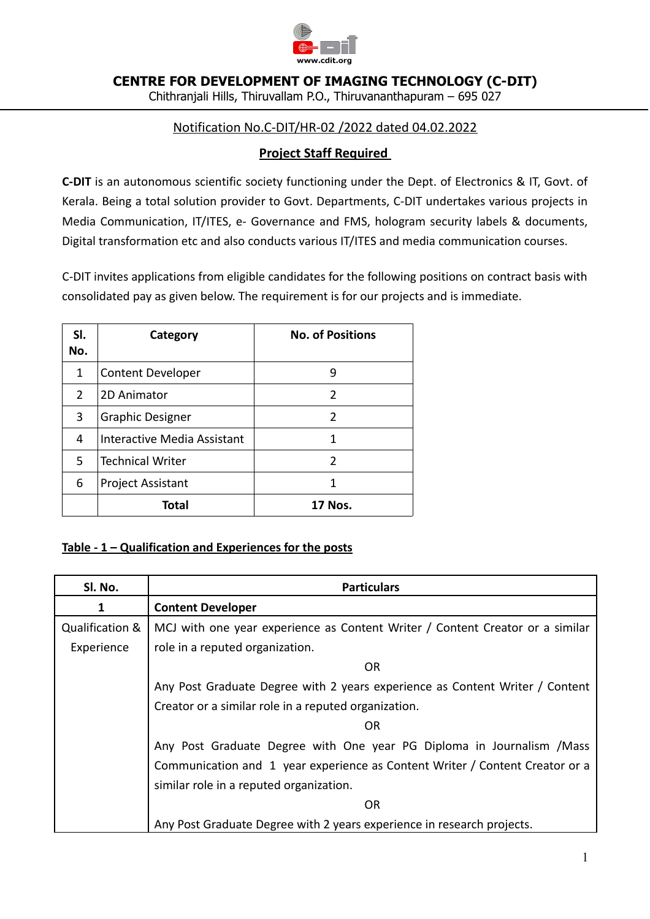www.cdit.org

# CENTRE FOR DEVELOPMENT OF IMAGING TECHNOLOGY (C-DIT)

Chithranjali Hills, Thiruvallam P.O., Thiruvananthapuram – 695 027

Notification No.C-DIT/HR-02 /2022 dated 04.02.2022

## Project Staff Required

**C-DIT** is an autonomous scientific society functioning under the Dept. of Electronics & IT, Govt. of Kerala. Being a total solution provider to Govt. Departments, C-DIT undertakes various projects in Media Communication, IT/ITES, e- Governance and FMS, hologram security labels & documents, Digital transformation etc and also conducts various IT/ITES and media communication courses.

C-DIT invites applications from eligible candidates for the following positions on contract basis with consolidated pay as given below. The requirement is for our projects and is immediate.

| Sl. No. | Category | No. of Positions |
|---|---|---|
| 1 | Content Developer | 9 |
| 2 | 2D Animator | 2 |
| 3 | Graphic Designer | 2 |
| 4 | Interactive Media Assistant | 1 |
| 5 | Technical Writer | 2 |
| 6 | Project Assistant | 1 |
| | **Total** | **17 Nos.** |

**Table - 1 – Qualification and Experiences for the posts**

| Sl. No. | Particulars |
|---|---|
| **1** | **Content Developer** |
| Qualification & Experience | MCJ with one year experience as Content Writer / Content Creator or a similar role in a reputed organization.<br>OR<br>Any Post Graduate Degree with 2 years experience as Content Writer / Content Creator or a similar role in a reputed organization.<br>OR<br>Any Post Graduate Degree with One year PG Diploma in Journalism /Mass Communication and 1 year experience as Content Writer / Content Creator or a similar role in a reputed organization.<br>OR<br>Any Post Graduate Degree with 2 years experience in research projects. |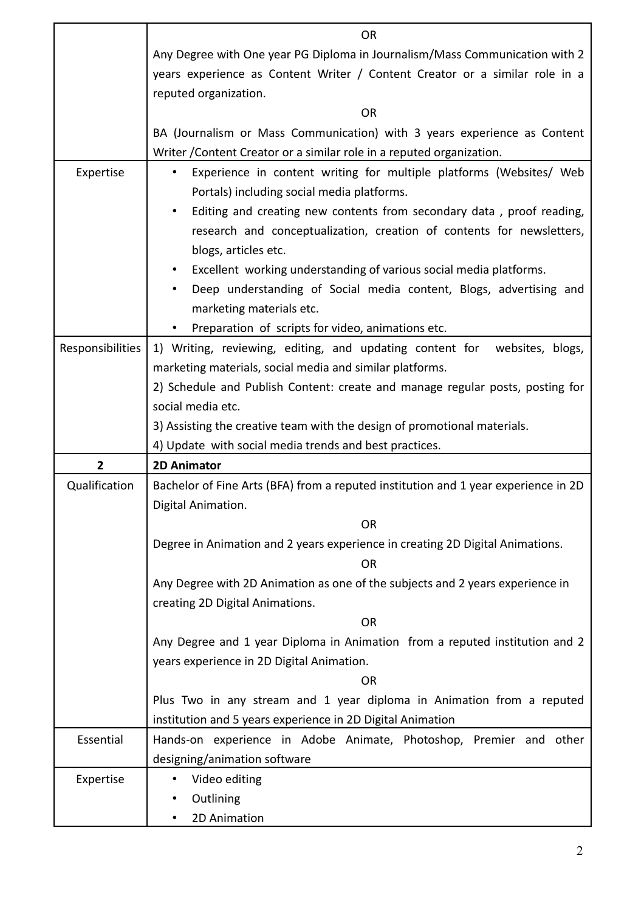| | |
|---|---|
| | OR<br>Any Degree with One year PG Diploma in Journalism/Mass Communication with 2 years experience as Content Writer / Content Creator or a similar role in a reputed organization.<br>OR<br>BA (Journalism or Mass Communication) with 3 years experience as Content Writer /Content Creator or a similar role in a reputed organization. |
| Expertise | • Experience in content writing for multiple platforms (Websites/ Web Portals) including social media platforms.<br>• Editing and creating new contents from secondary data , proof reading, research and conceptualization, creation of contents for newsletters, blogs, articles etc.<br>• Excellent working understanding of various social media platforms.<br>• Deep understanding of Social media content, Blogs, advertising and marketing materials etc.<br>• Preparation of scripts for video, animations etc. |
| Responsibilities | 1) Writing, reviewing, editing, and updating content for websites, blogs, marketing materials, social media and similar platforms.<br>2) Schedule and Publish Content: create and manage regular posts, posting for social media etc.<br>3) Assisting the creative team with the design of promotional materials.<br>4) Update with social media trends and best practices. |
| **2** | **2D Animator** |
| Qualification | Bachelor of Fine Arts (BFA) from a reputed institution and 1 year experience in 2D Digital Animation.<br>OR<br>Degree in Animation and 2 years experience in creating 2D Digital Animations.<br>OR<br>Any Degree with 2D Animation as one of the subjects and 2 years experience in creating 2D Digital Animations.<br>OR<br>Any Degree and 1 year Diploma in Animation from a reputed institution and 2 years experience in 2D Digital Animation.<br>OR<br>Plus Two in any stream and 1 year diploma in Animation from a reputed institution and 5 years experience in 2D Digital Animation |
| Essential | Hands-on experience in Adobe Animate, Photoshop, Premier and other designing/animation software |
| Expertise | • Video editing<br>• Outlining<br>• 2D Animation |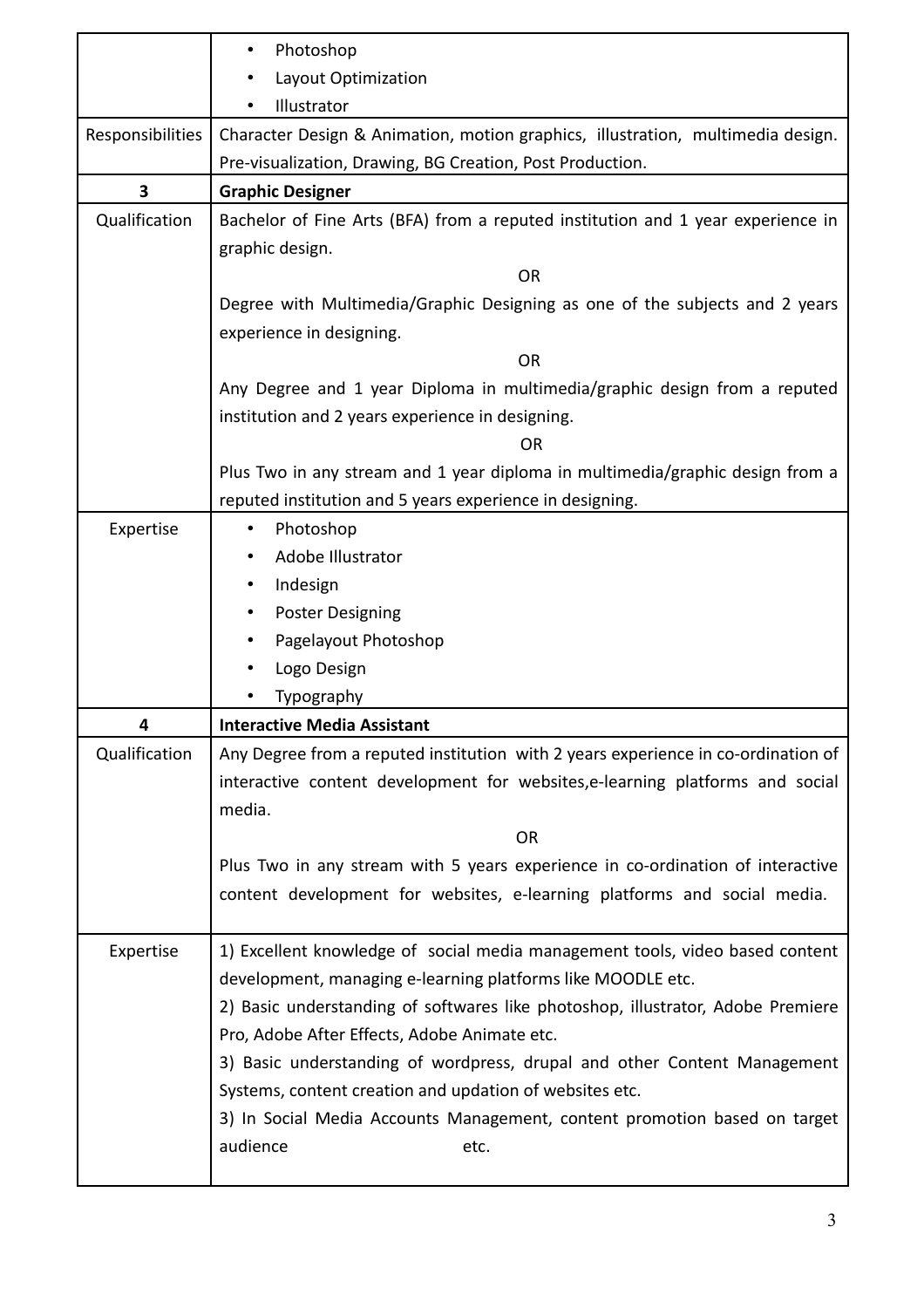| | |
|---|---|
| | • Photoshop<br>• Layout Optimization<br>• Illustrator |
| Responsibilities | Character Design & Animation, motion graphics, illustration, multimedia design. Pre-visualization, Drawing, BG Creation, Post Production. |
| **3** | **Graphic Designer** |
| Qualification | Bachelor of Fine Arts (BFA) from a reputed institution and 1 year experience in graphic design.<br>OR<br>Degree with Multimedia/Graphic Designing as one of the subjects and 2 years experience in designing.<br>OR<br>Any Degree and 1 year Diploma in multimedia/graphic design from a reputed institution and 2 years experience in designing.<br>OR<br>Plus Two in any stream and 1 year diploma in multimedia/graphic design from a reputed institution and 5 years experience in designing. |
| Expertise | • Photoshop<br>• Adobe Illustrator<br>• Indesign<br>• Poster Designing<br>• Pagelayout Photoshop<br>• Logo Design<br>• Typography |
| **4** | **Interactive Media Assistant** |
| Qualification | Any Degree from a reputed institution with 2 years experience in co-ordination of interactive content development for websites,e-learning platforms and social media.<br>OR<br>Plus Two in any stream with 5 years experience in co-ordination of interactive content development for websites, e-learning platforms and social media. |
| Expertise | 1) Excellent knowledge of social media management tools, video based content development, managing e-learning platforms like MOODLE etc.<br>2) Basic understanding of softwares like photoshop, illustrator, Adobe Premiere Pro, Adobe After Effects, Adobe Animate etc.<br>3) Basic understanding of wordpress, drupal and other Content Management Systems, content creation and updation of websites etc.<br>3) In Social Media Accounts Management, content promotion based on target audience etc. |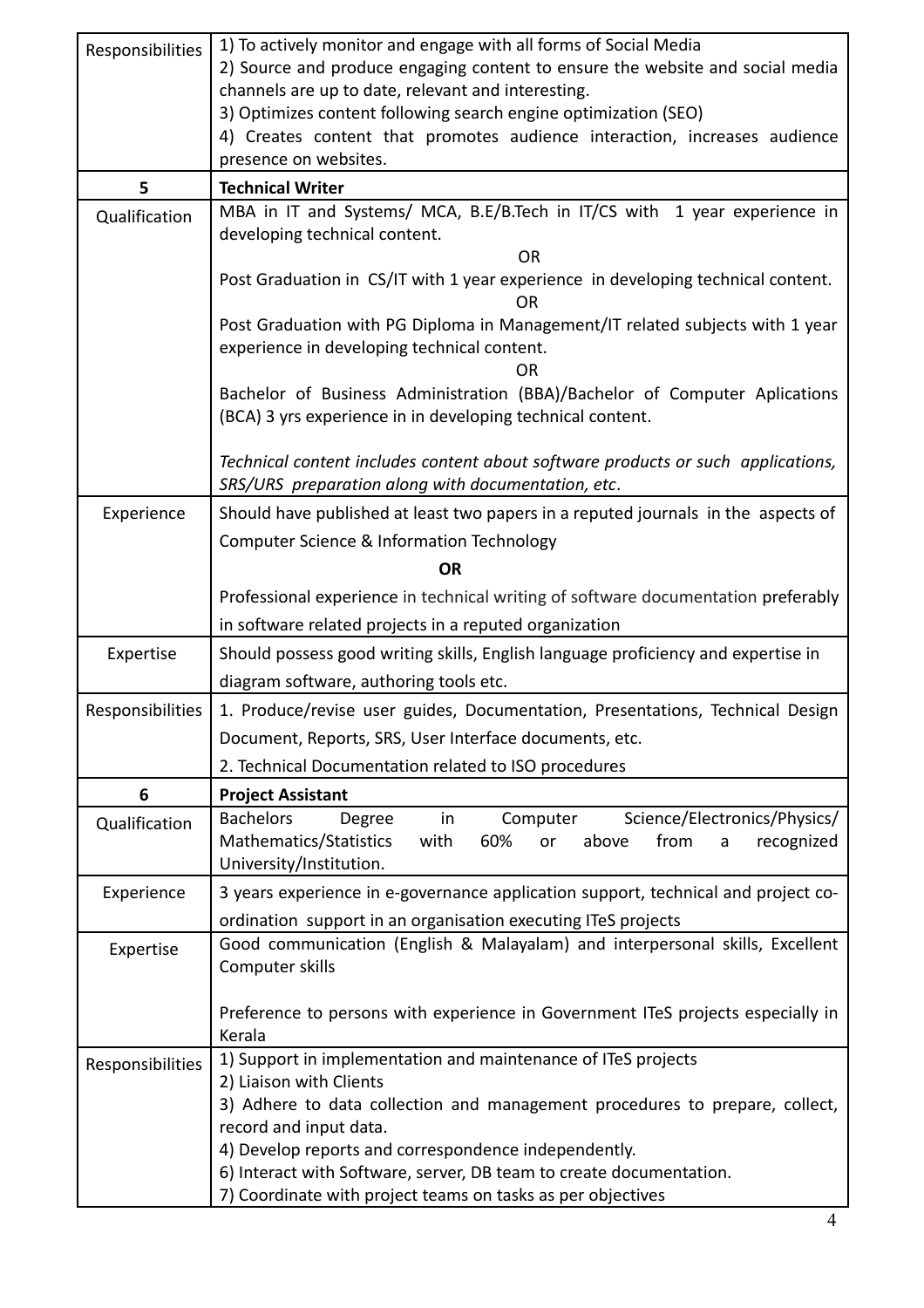| | |
|---|---|
| Responsibilities | 1) To actively monitor and engage with all forms of Social Media<br>2) Source and produce engaging content to ensure the website and social media channels are up to date, relevant and interesting.<br>3) Optimizes content following search engine optimization (SEO)<br>4) Creates content that promotes audience interaction, increases audience presence on websites. |
| **5** | **Technical Writer** |
| Qualification | MBA in IT and Systems/ MCA, B.E/B.Tech in IT/CS with 1 year experience in developing technical content.<br>OR<br>Post Graduation in CS/IT with 1 year experience in developing technical content.<br>OR<br>Post Graduation with PG Diploma in Management/IT related subjects with 1 year experience in developing technical content.<br>OR<br>Bachelor of Business Administration (BBA)/Bachelor of Computer Aplications (BCA) 3 yrs experience in in developing technical content.<br><br>*Technical content includes content about software products or such applications, SRS/URS preparation along with documentation, etc*. |
| Experience | Should have published at least two papers in a reputed journals in the aspects of Computer Science & Information Technology<br>**OR**<br>Professional experience in technical writing of software documentation preferably in software related projects in a reputed organization |
| Expertise | Should possess good writing skills, English language proficiency and expertise in diagram software, authoring tools etc. |
| Responsibilities | 1. Produce/revise user guides, Documentation, Presentations, Technical Design Document, Reports, SRS, User Interface documents, etc.<br>2. Technical Documentation related to ISO procedures |
| **6** | **Project Assistant** |
| Qualification | Bachelors Degree in Computer Science/Electronics/Physics/ Mathematics/Statistics with 60% or above from a recognized University/Institution. |
| Experience | 3 years experience in e-governance application support, technical and project co-ordination support in an organisation executing ITeS projects |
| Expertise | Good communication (English & Malayalam) and interpersonal skills, Excellent Computer skills<br><br>Preference to persons with experience in Government ITeS projects especially in Kerala |
| Responsibilities | 1) Support in implementation and maintenance of ITeS projects<br>2) Liaison with Clients<br>3) Adhere to data collection and management procedures to prepare, collect, record and input data.<br>4) Develop reports and correspondence independently.<br>6) Interact with Software, server, DB team to create documentation.<br>7) Coordinate with project teams on tasks as per objectives |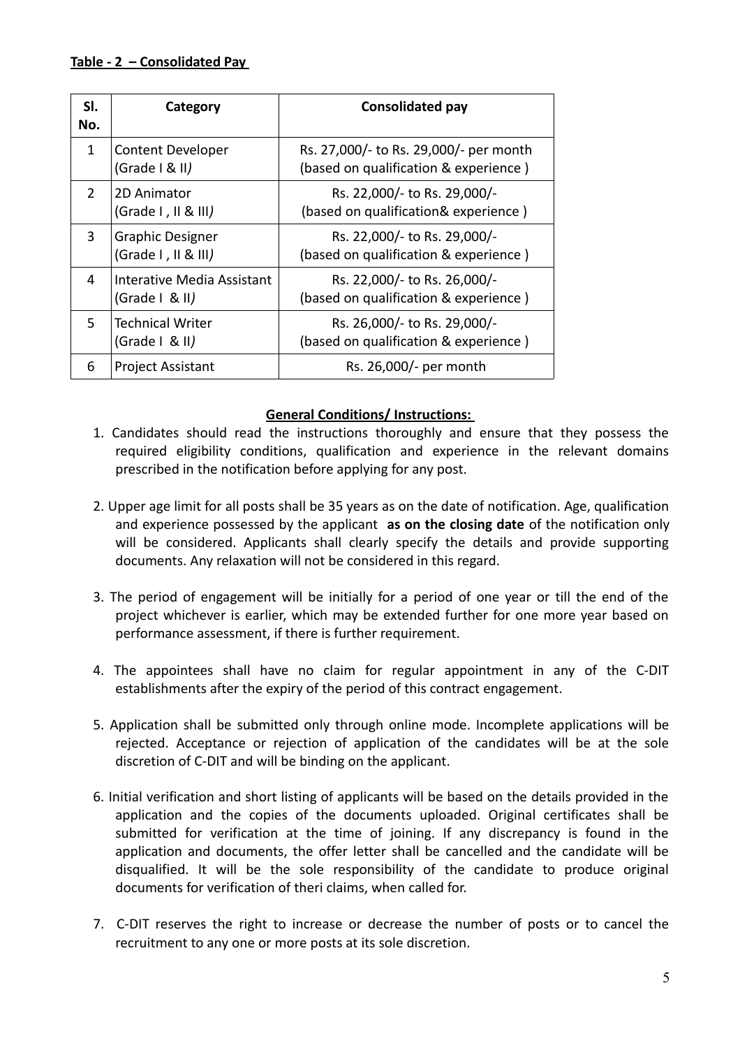**Table - 2 – Consolidated Pay**

| Sl. No. | Category | Consolidated pay |
|---|---|---|
| 1 | Content Developer (Grade I & II) | Rs. 27,000/- to Rs. 29,000/- per month (based on qualification & experience ) |
| 2 | 2D Animator (Grade I , II & III) | Rs. 22,000/- to Rs. 29,000/- (based on qualification& experience ) |
| 3 | Graphic Designer (Grade I , II & III) | Rs. 22,000/- to Rs. 29,000/- (based on qualification & experience ) |
| 4 | Interative Media Assistant (Grade I & II) | Rs. 22,000/- to Rs. 26,000/- (based on qualification & experience ) |
| 5 | Technical Writer (Grade I & II) | Rs. 26,000/- to Rs. 29,000/- (based on qualification & experience ) |
| 6 | Project Assistant | Rs. 26,000/- per month |

**General Conditions/ Instructions:**

1. Candidates should read the instructions thoroughly and ensure that they possess the required eligibility conditions, qualification and experience in the relevant domains prescribed in the notification before applying for any post.

2. Upper age limit for all posts shall be 35 years as on the date of notification. Age, qualification and experience possessed by the applicant **as on the closing date** of the notification only will be considered. Applicants shall clearly specify the details and provide supporting documents. Any relaxation will not be considered in this regard.

3. The period of engagement will be initially for a period of one year or till the end of the project whichever is earlier, which may be extended further for one more year based on performance assessment, if there is further requirement.

4. The appointees shall have no claim for regular appointment in any of the C-DIT establishments after the expiry of the period of this contract engagement.

5. Application shall be submitted only through online mode. Incomplete applications will be rejected. Acceptance or rejection of application of the candidates will be at the sole discretion of C-DIT and will be binding on the applicant.

6. Initial verification and short listing of applicants will be based on the details provided in the application and the copies of the documents uploaded. Original certificates shall be submitted for verification at the time of joining. If any discrepancy is found in the application and documents, the offer letter shall be cancelled and the candidate will be disqualified. It will be the sole responsibility of the candidate to produce original documents for verification of theri claims, when called for.

7. C-DIT reserves the right to increase or decrease the number of posts or to cancel the recruitment to any one or more posts at its sole discretion.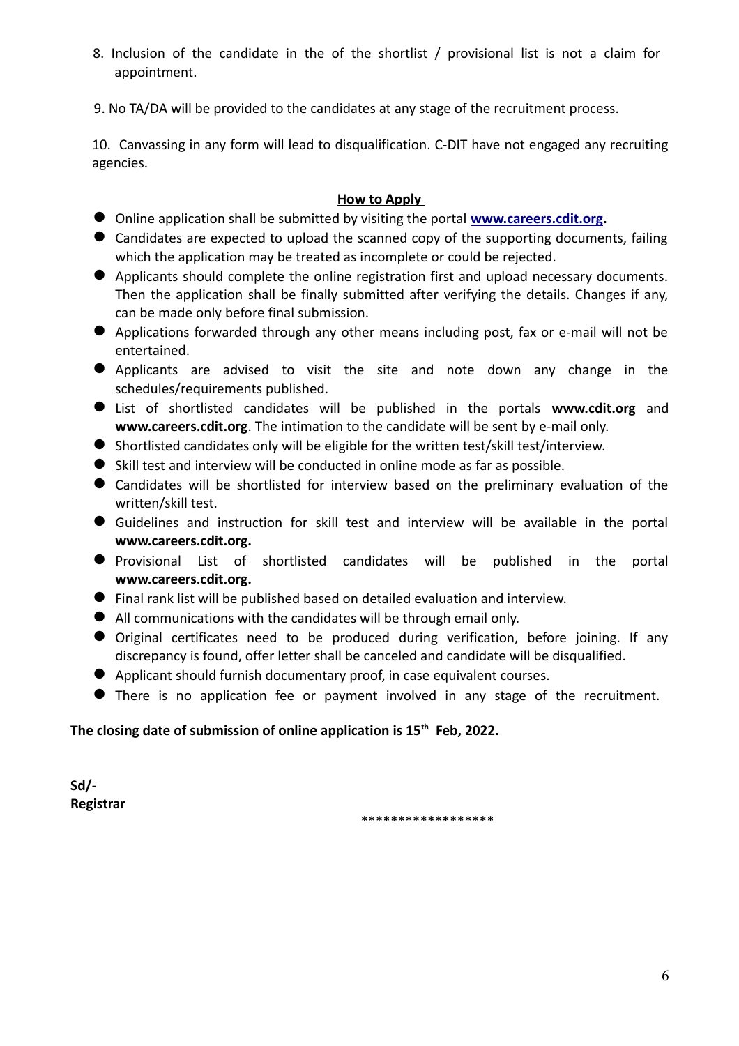8. Inclusion of the candidate in the of the shortlist / provisional list is not a claim for appointment.

9. No TA/DA will be provided to the candidates at any stage of the recruitment process.

10. Canvassing in any form will lead to disqualification. C-DIT have not engaged any recruiting agencies.

**How to Apply**

- Online application shall be submitted by visiting the portal **www.careers.cdit.org.**
- Candidates are expected to upload the scanned copy of the supporting documents, failing which the application may be treated as incomplete or could be rejected.
- Applicants should complete the online registration first and upload necessary documents. Then the application shall be finally submitted after verifying the details. Changes if any, can be made only before final submission.
- Applications forwarded through any other means including post, fax or e-mail will not be entertained.
- Applicants are advised to visit the site and note down any change in the schedules/requirements published.
- List of shortlisted candidates will be published in the portals **www.cdit.org** and **www.careers.cdit.org**. The intimation to the candidate will be sent by e-mail only.
- Shortlisted candidates only will be eligible for the written test/skill test/interview.
- Skill test and interview will be conducted in online mode as far as possible.
- Candidates will be shortlisted for interview based on the preliminary evaluation of the written/skill test.
- Guidelines and instruction for skill test and interview will be available in the portal **www.careers.cdit.org.**
- Provisional List of shortlisted candidates will be published in the portal **www.careers.cdit.org.**
- Final rank list will be published based on detailed evaluation and interview.
- All communications with the candidates will be through email only.
- Original certificates need to be produced during verification, before joining. If any discrepancy is found, offer letter shall be canceled and candidate will be disqualified.
- Applicant should furnish documentary proof, in case equivalent courses.
- There is no application fee or payment involved in any stage of the recruitment.

**The closing date of submission of online application is 15th Feb, 2022.**

**Sd/-**
**Registrar**

******************